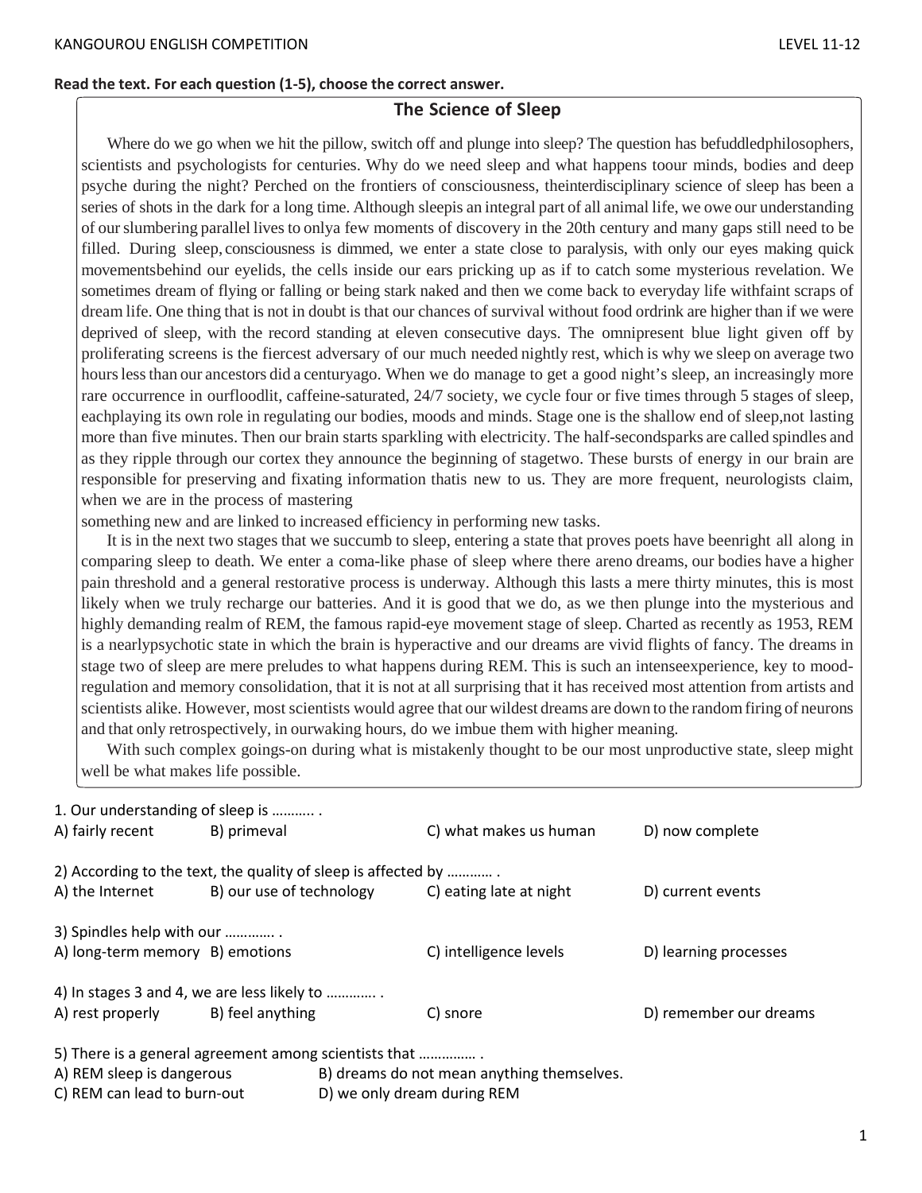**Read the text. For each question (1-5), choose the correct answer.**

## The Science of Sleep

Where do we go when we hit the pillow, switch off and plunge into sleep? The question has befuddledphilosophers, scientists and psychologists for centuries. Why do we need sleep and what happens toour minds, bodies and deep psyche during the night? Perched on the frontiers of consciousness, theinterdisciplinary science of sleep has been a series of shots in the dark for a long time. Although sleepis an integral part of all animal life, we owe our understanding of our slumbering parallel lives to onlya few moments of discovery in the 20th century and many gaps still need to be filled. During sleep, consciousness is dimmed, we enter a state close to paralysis, with only our eyes making quick movementsbehind our eyelids, the cells inside our ears pricking up as if to catch some mysterious revelation. We sometimes dream of flying or falling or being stark naked and then we come back to everyday life withfaint scraps of dream life. One thing that is not in doubt is that our chances of survival without food ordrink are higher than if we were deprived of sleep, with the record standing at eleven consecutive days. The omnipresent blue light given off by proliferating screens is the fiercest adversary of our much needed nightly rest, which is why we sleep on average two hours less than our ancestors did a centuryago. When we do manage to get a good night's sleep, an increasingly more rare occurrence in ourfloodlit, caffeine-saturated, 24/7 society, we cycle four or five times through 5 stages of sleep, eachplaying its own role in regulating our bodies, moods and minds. Stage one is the shallow end of sleep,not lasting more than five minutes. Then our brain starts sparkling with electricity. The half-secondsparks are called spindles and as they ripple through our cortex they announce the beginning of stagetwo. These bursts of energy in our brain are responsible for preserving and fixating information thatis new to us. They are more frequent, neurologists claim, when we are in the process of mastering
something new and are linked to increased efficiency in performing new tasks.

It is in the next two stages that we succumb to sleep, entering a state that proves poets have beenright all along in comparing sleep to death. We enter a coma-like phase of sleep where there areno dreams, our bodies have a higher pain threshold and a general restorative process is underway. Although this lasts a mere thirty minutes, this is most likely when we truly recharge our batteries. And it is good that we do, as we then plunge into the mysterious and highly demanding realm of REM, the famous rapid-eye movement stage of sleep. Charted as recently as 1953, REM is a nearlypsychotic state in which the brain is hyperactive and our dreams are vivid flights of fancy. The dreams in stage two of sleep are mere preludes to what happens during REM. This is such an intenseexperience, key to mood-regulation and memory consolidation, that it is not at all surprising that it has received most attention from artists and scientists alike. However, most scientists would agree that our wildest dreams are down to the random firing of neurons and that only retrospectively, in ourwaking hours, do we imbue them with higher meaning.

With such complex goings-on during what is mistakenly thought to be our most unproductive state, sleep might well be what makes life possible.

1. Our understanding of sleep is ……….. .

A) fairly recent B) primeval C) what makes us human D) now complete

2) According to the text, the quality of sleep is affected by ………… .

A) the Internet B) our use of technology C) eating late at night D) current events

3) Spindles help with our …………. .

A) long-term memory B) emotions C) intelligence levels D) learning processes

4) In stages 3 and 4, we are less likely to …………. .

A) rest properly B) feel anything C) snore D) remember our dreams

5) There is a general agreement among scientists that …………… .

A) REM sleep is dangerous B) dreams do not mean anything themselves.
C) REM can lead to burn-out D) we only dream during REM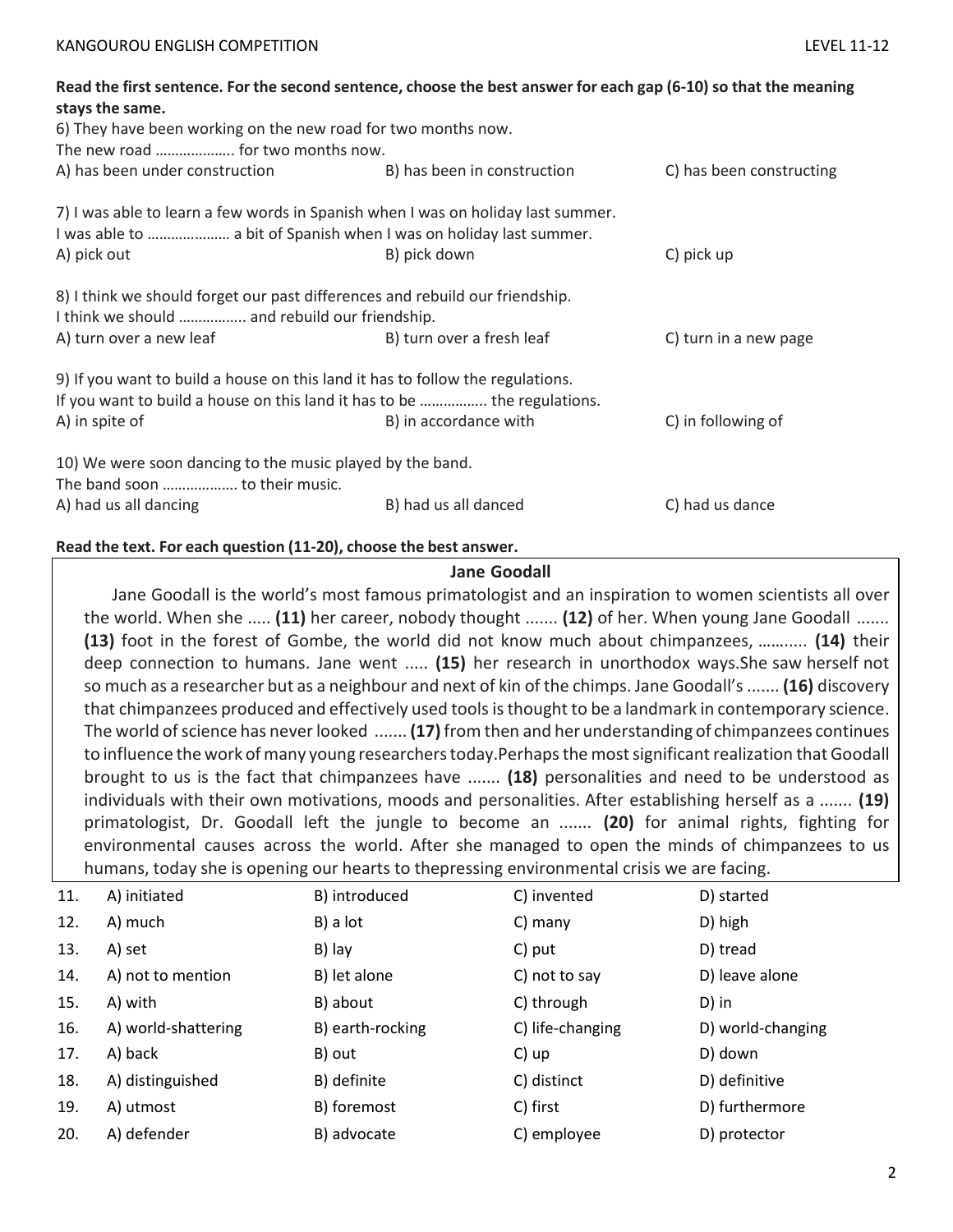**Read the first sentence. For the second sentence, choose the best answer for each gap (6-10) so that the meaning stays the same.**

6) They have been working on the new road for two months now.
The new road ………………. for two months now.

A) has been under construction    B) has been in construction    C) has been constructing

7) I was able to learn a few words in Spanish when I was on holiday last summer.
I was able to ………………… a bit of Spanish when I was on holiday last summer.

A) pick out    B) pick down    C) pick up

8) I think we should forget our past differences and rebuild our friendship.
I think we should ……………. and rebuild our friendship.

A) turn over a new leaf    B) turn over a fresh leaf    C) turn in a new page

9) If you want to build a house on this land it has to follow the regulations.
If you want to build a house on this land it has to be ……………. the regulations.

A) in spite of    B) in accordance with    C) in following of

10) We were soon dancing to the music played by the band.
The band soon ………………. to their music.

A) had us all dancing    B) had us all danced    C) had us dance

**Read the text. For each question (11-20), choose the best answer.**

## Jane Goodall

Jane Goodall is the world's most famous primatologist and an inspiration to women scientists all over the world. When she ..... **(11)** her career, nobody thought ....... **(12)** of her. When young Jane Goodall ....... **(13)** foot in the forest of Gombe, the world did not know much about chimpanzees, ……..... **(14)** their deep connection to humans. Jane went ..... **(15)** her research in unorthodox ways.She saw herself not so much as a researcher but as a neighbour and next of kin of the chimps. Jane Goodall's ....... **(16)** discovery that chimpanzees produced and effectively used tools is thought to be a landmark in contemporary science. The world of science has never looked ....... **(17)** from then and her understanding of chimpanzees continues to influence the work of many young researchers today.Perhaps the most significant realization that Goodall brought to us is the fact that chimpanzees have ....... **(18)** personalities and need to be understood as individuals with their own motivations, moods and personalities. After establishing herself as a ....... **(19)** primatologist, Dr. Goodall left the jungle to become an ....... **(20)** for animal rights, fighting for environmental causes across the world. After she managed to open the minds of chimpanzees to us humans, today she is opening our hearts to thepressing environmental crisis we are facing.

| | A | B | C | D |
|---|---|---|---|---|
| 11. | A) initiated | B) introduced | C) invented | D) started |
| 12. | A) much | B) a lot | C) many | D) high |
| 13. | A) set | B) lay | C) put | D) tread |
| 14. | A) not to mention | B) let alone | C) not to say | D) leave alone |
| 15. | A) with | B) about | C) through | D) in |
| 16. | A) world-shattering | B) earth-rocking | C) life-changing | D) world-changing |
| 17. | A) back | B) out | C) up | D) down |
| 18. | A) distinguished | B) definite | C) distinct | D) definitive |
| 19. | A) utmost | B) foremost | C) first | D) furthermore |
| 20. | A) defender | B) advocate | C) employee | D) protector |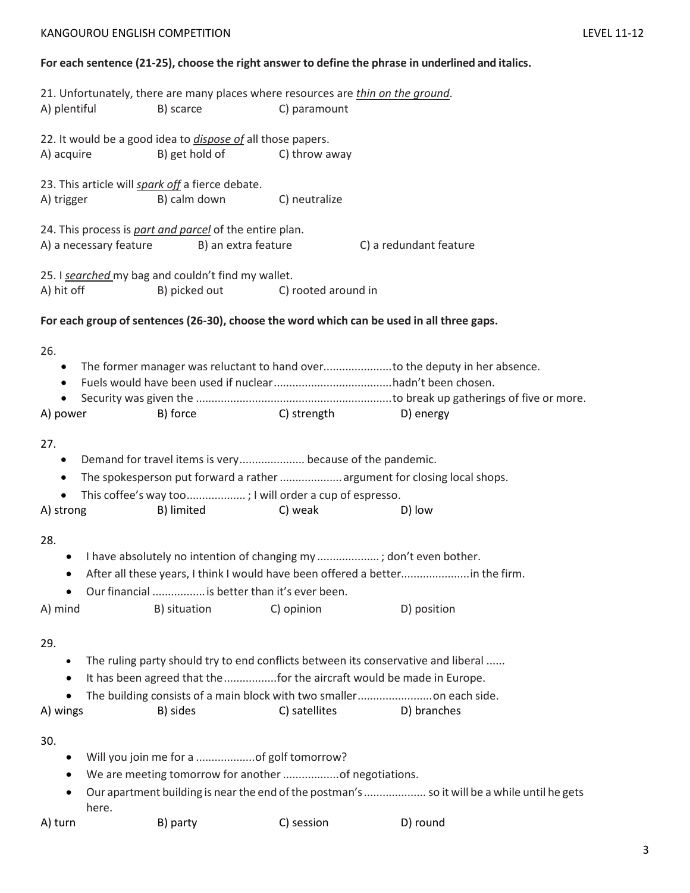**For each sentence (21-25), choose the right answer to define the phrase in underlined and italics.**

21. Unfortunately, there are many places where resources are *thin on the ground*.
A) plentiful  B) scarce  C) paramount

22. It would be a good idea to *dispose of* all those papers.
A) acquire  B) get hold of  C) throw away

23. This article will *spark off* a fierce debate.
A) trigger  B) calm down  C) neutralize

24. This process is *part and parcel* of the entire plan.
A) a necessary feature  B) an extra feature  C) a redundant feature

25. I *searched* my bag and couldn't find my wallet.
A) hit off  B) picked out  C) rooted around in

**For each group of sentences (26-30), choose the word which can be used in all three gaps.**

26.

- The former manager was reluctant to hand over......................to the deputy in her absence.
- Fuels would have been used if nuclear......................................hadn't been chosen.
- Security was given the ..............................................................to break up gatherings of five or more.

A) power  B) force  C) strength  D) energy

27.

- Demand for travel items is very..................... because of the pandemic.
- The spokesperson put forward a rather .................... argument for closing local shops.
- This coffee's way too................... ; I will order a cup of espresso.

A) strong  B) limited  C) weak  D) low

28.

- I have absolutely no intention of changing my .................... ; don't even bother.
- After all these years, I think I would have been offered a better......................in the firm.
- Our financial ................. is better than it's ever been.

A) mind  B) situation  C) opinion  D) position

29.

- The ruling party should try to end conflicts between its conservative and liberal ......
- It has been agreed that the.................for the aircraft would be made in Europe.
- The building consists of a main block with two smaller........................on each side.

A) wings  B) sides  C) satellites  D) branches

30.

- Will you join me for a ...................of golf tomorrow?
- We are meeting tomorrow for another ..................of negotiations.
- Our apartment building is near the end of the postman's .................... so it will be a while until he gets here.

A) turn  B) party  C) session  D) round